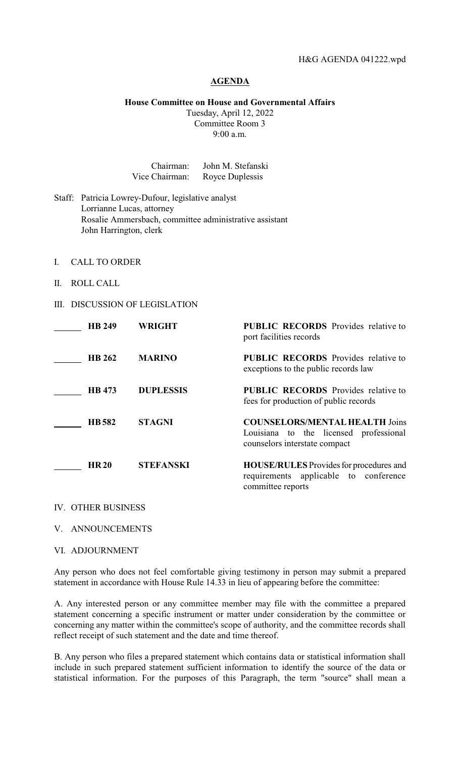H&G AGENDA 041222.wpd

# AGENDA

**House Committee on House and Governmental Affairs**
Tuesday, April 12, 2022
Committee Room 3
9:00 a.m.

Chairman: John M. Stefanski
Vice Chairman: Royce Duplessis

Staff: Patricia Lowrey-Dufour, legislative analyst
Lorrianne Lucas, attorney
Rosalie Ammersbach, committee administrative assistant
John Harrington, clerk

I. CALL TO ORDER

II. ROLL CALL

III. DISCUSSION OF LEGISLATION

| | | | |
|---|---|---|---|
| ______ | **HB 249** | **WRIGHT** | **PUBLIC RECORDS** Provides relative to port facilities records |
| ______ | **HB 262** | **MARINO** | **PUBLIC RECORDS** Provides relative to exceptions to the public records law |
| ______ | **HB 473** | **DUPLESSIS** | **PUBLIC RECORDS** Provides relative to fees for production of public records |
| ______ | **HB 582** | **STAGNI** | **COUNSELORS/MENTAL HEALTH** Joins Louisiana to the licensed professional counselors interstate compact |
| ______ | **HR 20** | **STEFANSKI** | **HOUSE/RULES** Provides for procedures and requirements applicable to conference committee reports |

IV. OTHER BUSINESS

V. ANNOUNCEMENTS

VI. ADJOURNMENT

Any person who does not feel comfortable giving testimony in person may submit a prepared statement in accordance with House Rule 14.33 in lieu of appearing before the committee:

A. Any interested person or any committee member may file with the committee a prepared statement concerning a specific instrument or matter under consideration by the committee or concerning any matter within the committee's scope of authority, and the committee records shall reflect receipt of such statement and the date and time thereof.

B. Any person who files a prepared statement which contains data or statistical information shall include in such prepared statement sufficient information to identify the source of the data or statistical information. For the purposes of this Paragraph, the term "source" shall mean a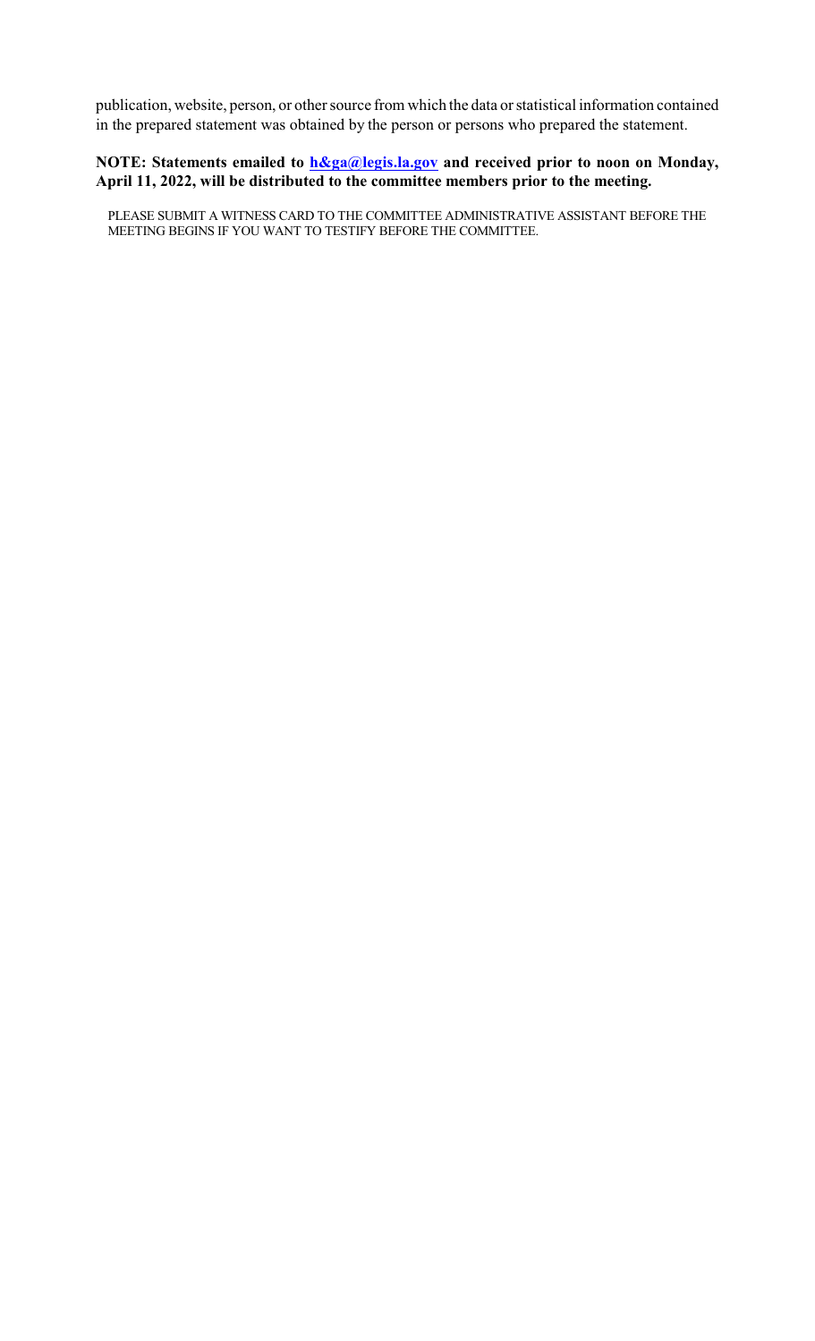publication, website, person, or other source from which the data or statistical information contained in the prepared statement was obtained by the person or persons who prepared the statement.

**NOTE: Statements emailed to h&ga@legis.la.gov and received prior to noon on Monday, April 11, 2022, will be distributed to the committee members prior to the meeting.**

PLEASE SUBMIT A WITNESS CARD TO THE COMMITTEE ADMINISTRATIVE ASSISTANT BEFORE THE MEETING BEGINS IF YOU WANT TO TESTIFY BEFORE THE COMMITTEE.